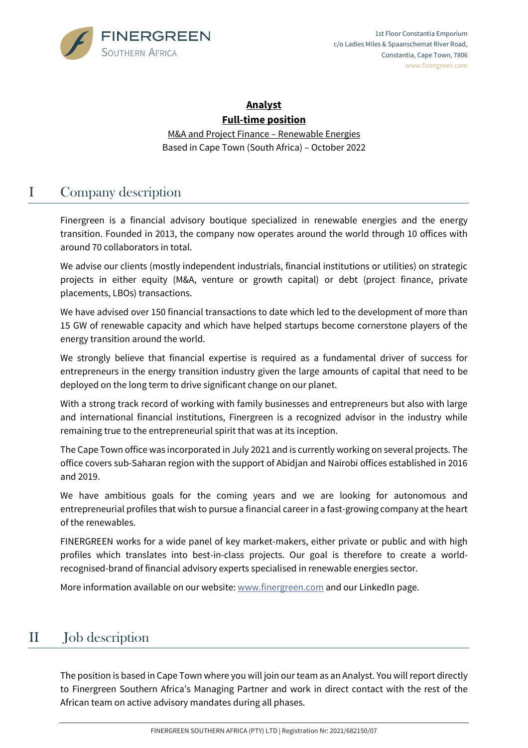FINERGREEN
SOUTHERN AFRICA

1st Floor Constantia Emporium
c/o Ladies Miles & Spaanschemat River Road,
Constantia, Cape Town, 7806
www.finergreen.com

**Analyst**

**Full-time position**

M&A and Project Finance – Renewable Energies

Based in Cape Town (South Africa) – October 2022

# I Company description

Finergreen is a financial advisory boutique specialized in renewable energies and the energy transition. Founded in 2013, the company now operates around the world through 10 offices with around 70 collaborators in total.

We advise our clients (mostly independent industrials, financial institutions or utilities) on strategic projects in either equity (M&A, venture or growth capital) or debt (project finance, private placements, LBOs) transactions.

We have advised over 150 financial transactions to date which led to the development of more than 15 GW of renewable capacity and which have helped startups become cornerstone players of the energy transition around the world.

We strongly believe that financial expertise is required as a fundamental driver of success for entrepreneurs in the energy transition industry given the large amounts of capital that need to be deployed on the long term to drive significant change on our planet.

With a strong track record of working with family businesses and entrepreneurs but also with large and international financial institutions, Finergreen is a recognized advisor in the industry while remaining true to the entrepreneurial spirit that was at its inception.

The Cape Town office was incorporated in July 2021 and is currently working on several projects. The office covers sub-Saharan region with the support of Abidjan and Nairobi offices established in 2016 and 2019.

We have ambitious goals for the coming years and we are looking for autonomous and entrepreneurial profiles that wish to pursue a financial career in a fast-growing company at the heart of the renewables.

FINERGREEN works for a wide panel of key market-makers, either private or public and with high profiles which translates into best-in-class projects. Our goal is therefore to create a world-recognised-brand of financial advisory experts specialised in renewable energies sector.

More information available on our website: www.finergreen.com and our LinkedIn page.

# II Job description

The position is based in Cape Town where you will join our team as an Analyst. You will report directly to Finergreen Southern Africa's Managing Partner and work in direct contact with the rest of the African team on active advisory mandates during all phases.

FINERGREEN SOUTHERN AFRICA (PTY) LTD | Registration Nr: 2021/682150/07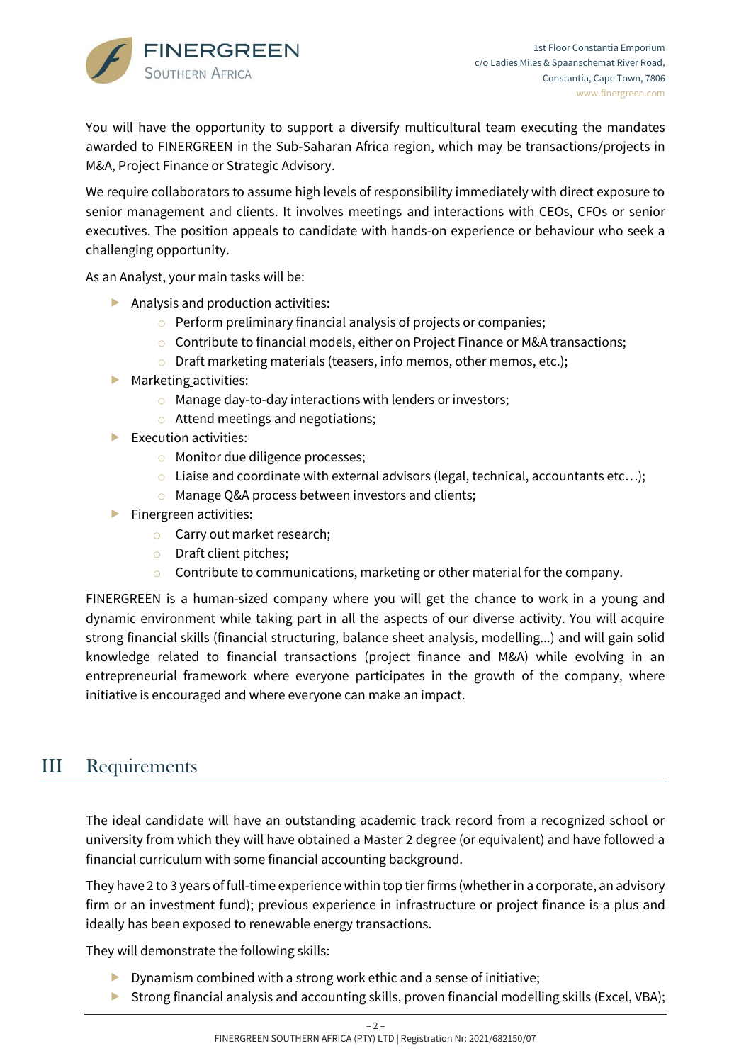You will have the opportunity to support a diversify multicultural team executing the mandates awarded to FINERGREEN in the Sub-Saharan Africa region, which may be transactions/projects in M&A, Project Finance or Strategic Advisory.

We require collaborators to assume high levels of responsibility immediately with direct exposure to senior management and clients. It involves meetings and interactions with CEOs, CFOs or senior executives. The position appeals to candidate with hands-on experience or behaviour who seek a challenging opportunity.

As an Analyst, your main tasks will be:

- Analysis and production activities:
  - Perform preliminary financial analysis of projects or companies;
  - Contribute to financial models, either on Project Finance or M&A transactions;
  - Draft marketing materials (teasers, info memos, other memos, etc.);
- Marketing activities:
  - Manage day-to-day interactions with lenders or investors;
  - Attend meetings and negotiations;
- Execution activities:
  - Monitor due diligence processes;
  - Liaise and coordinate with external advisors (legal, technical, accountants etc…);
  - Manage Q&A process between investors and clients;
- Finergreen activities:
  - Carry out market research;
  - Draft client pitches;
  - Contribute to communications, marketing or other material for the company.

FINERGREEN is a human-sized company where you will get the chance to work in a young and dynamic environment while taking part in all the aspects of our diverse activity. You will acquire strong financial skills (financial structuring, balance sheet analysis, modelling...) and will gain solid knowledge related to financial transactions (project finance and M&A) while evolving in an entrepreneurial framework where everyone participates in the growth of the company, where initiative is encouraged and where everyone can make an impact.

## III Requirements

The ideal candidate will have an outstanding academic track record from a recognized school or university from which they will have obtained a Master 2 degree (or equivalent) and have followed a financial curriculum with some financial accounting background.

They have 2 to 3 years of full-time experience within top tier firms (whether in a corporate, an advisory firm or an investment fund); previous experience in infrastructure or project finance is a plus and ideally has been exposed to renewable energy transactions.

They will demonstrate the following skills:

- Dynamism combined with a strong work ethic and a sense of initiative;
- Strong financial analysis and accounting skills, proven financial modelling skills (Excel, VBA);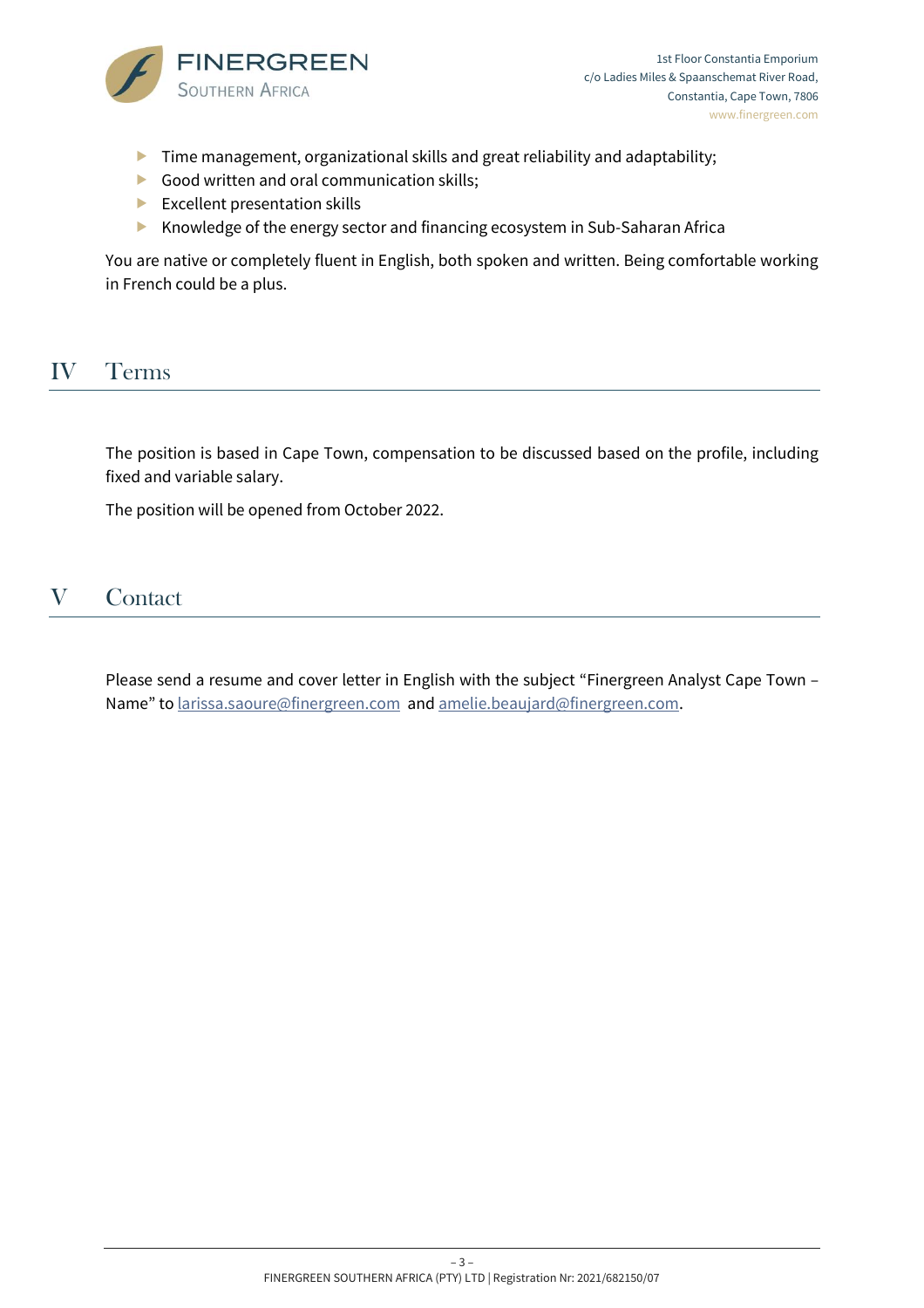- Time management, organizational skills and great reliability and adaptability;
- Good written and oral communication skills;
- Excellent presentation skills
- Knowledge of the energy sector and financing ecosystem in Sub-Saharan Africa

You are native or completely fluent in English, both spoken and written. Being comfortable working in French could be a plus.

## IV Terms

The position is based in Cape Town, compensation to be discussed based on the profile, including fixed and variable salary.

The position will be opened from October 2022.

## V Contact

Please send a resume and cover letter in English with the subject "Finergreen Analyst Cape Town – Name" to larissa.saoure@finergreen.com and amelie.beaujard@finergreen.com.